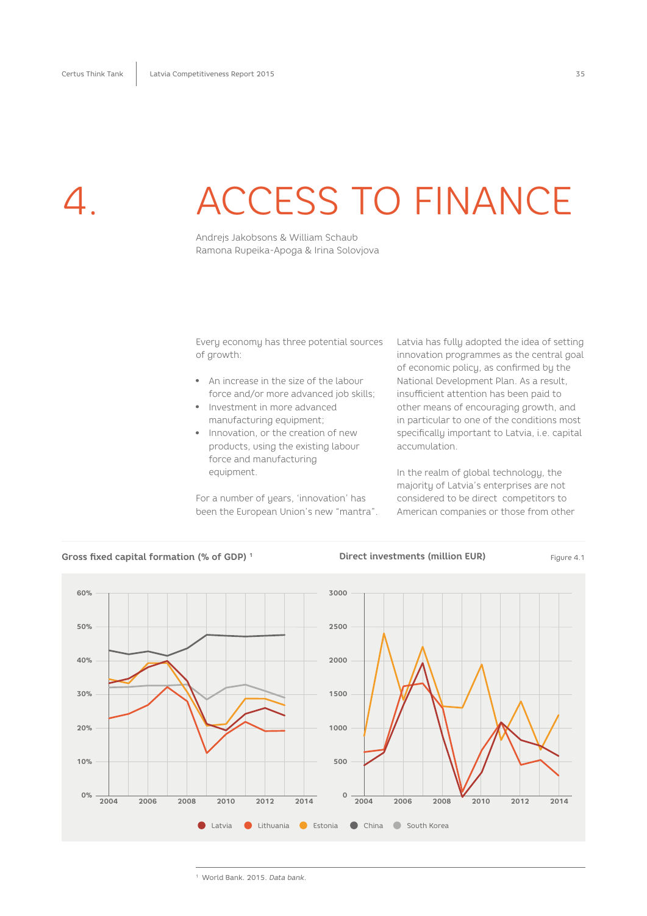# 4. ACCESS TO FINANCE

Andrejs Jakobsons & William Schaub
Ramona Rupeika-Apoga & Irina Solovjova

Every economy has three potential sources of growth:

- An increase in the size of the labour force and/or more advanced job skills;
- Investment in more advanced manufacturing equipment;
- Innovation, or the creation of new products, using the existing labour force and manufacturing equipment.

For a number of years, 'innovation' has been the European Union's new "mantra". Latvia has fully adopted the idea of setting innovation programmes as the central goal of economic policy, as confirmed by the National Development Plan. As a result, insufficient attention has been paid to other means of encouraging growth, and in particular to one of the conditions most specifically important to Latvia, i.e. capital accumulation.

In the realm of global technology, the majority of Latvia's enterprises are not considered to be direct competitors to American companies or those from other

**Gross fixed capital formation (% of GDP)** [1]

**Direct investments (million EUR)**

Figure 4.1

Latvia · Lithuania · Estonia · China · South Korea

[1] World Bank. 2015. *Data bank*.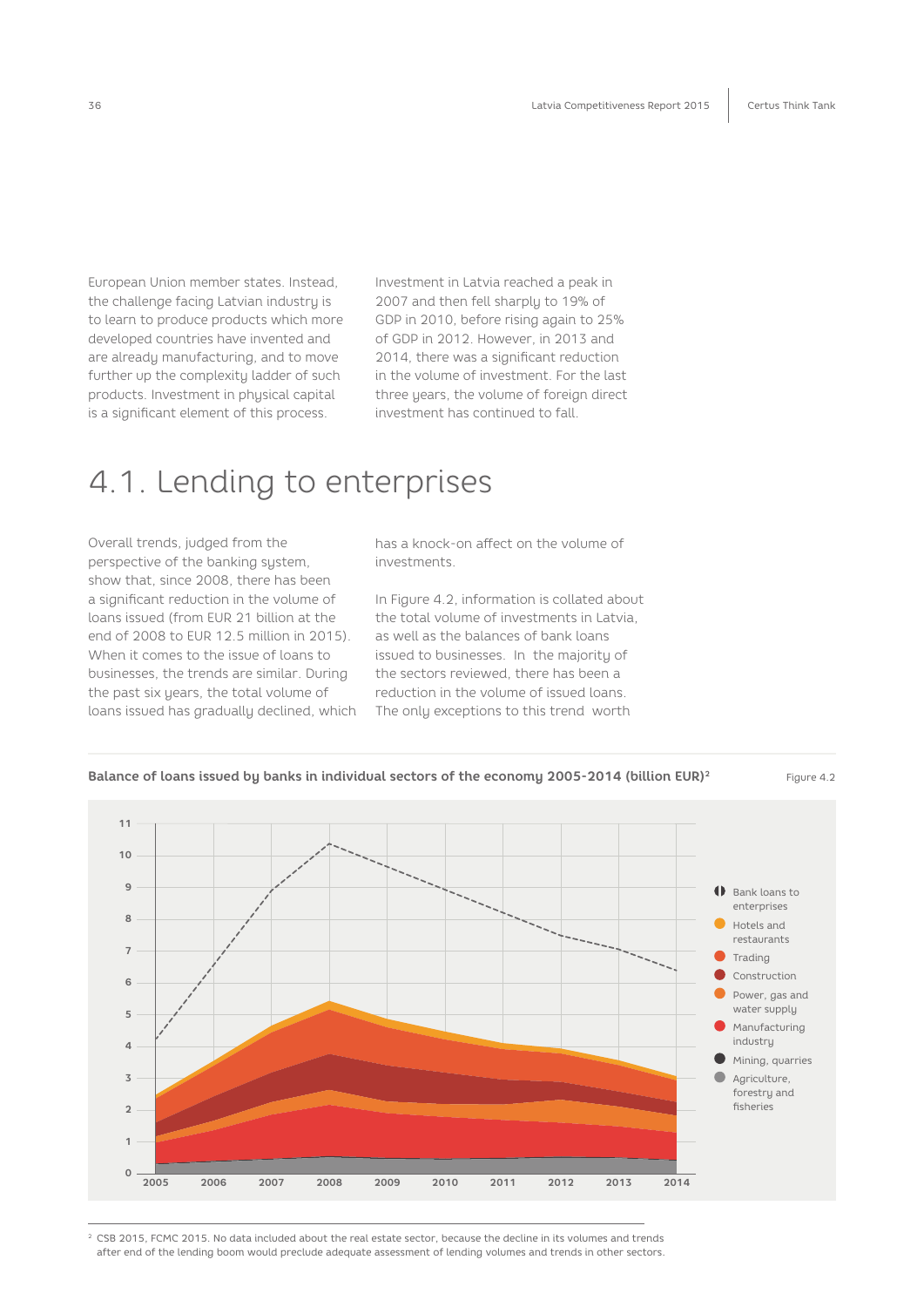European Union member states. Instead, the challenge facing Latvian industry is to learn to produce products which more developed countries have invented and are already manufacturing, and to move further up the complexity ladder of such products. Investment in physical capital is a significant element of this process.

Investment in Latvia reached a peak in 2007 and then fell sharply to 19% of GDP in 2010, before rising again to 25% of GDP in 2012. However, in 2013 and 2014, there was a significant reduction in the volume of investment. For the last three years, the volume of foreign direct investment has continued to fall.

# 4.1. Lending to enterprises

Overall trends, judged from the perspective of the banking system, show that, since 2008, there has been a significant reduction in the volume of loans issued (from EUR 21 billion at the end of 2008 to EUR 12.5 million in 2015). When it comes to the issue of loans to businesses, the trends are similar. During the past six years, the total volume of loans issued has gradually declined, which has a knock-on affect on the volume of investments.

In Figure 4.2, information is collated about the total volume of investments in Latvia, as well as the balances of bank loans issued to businesses. In the majority of the sectors reviewed, there has been a reduction in the volume of issued loans. The only exceptions to this trend worth

**Balance of loans issued by banks in individual sectors of the economy 2005-2014 (billion EUR)**[2]

Figure 4.2

[2] CSB 2015, FCMC 2015. No data included about the real estate sector, because the decline in its volumes and trends after end of the lending boom would preclude adequate assessment of lending volumes and trends in other sectors.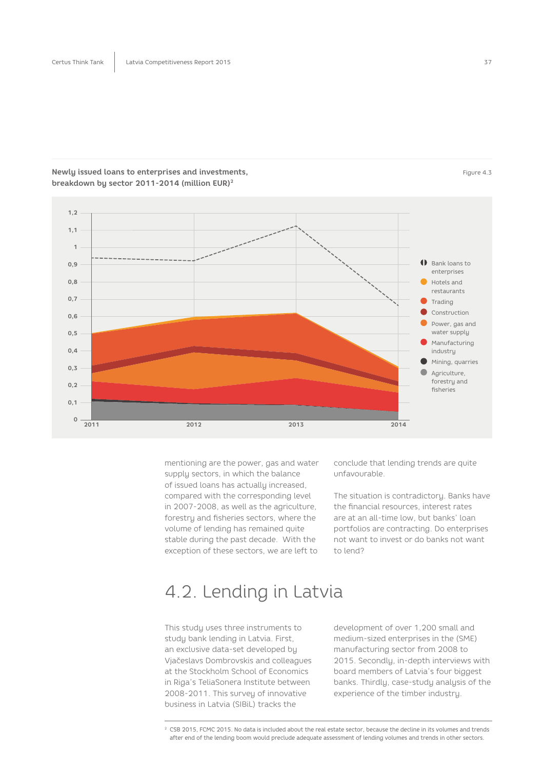**Newly issued loans to enterprises and investments, breakdown by sector 2011-2014 (million EUR)**[2]

Figure 4.3

mentioning are the power, gas and water supply sectors, in which the balance of issued loans has actually increased, compared with the corresponding level in 2007-2008, as well as the agriculture, forestry and fisheries sectors, where the volume of lending has remained quite stable during the past decade. With the exception of these sectors, we are left to conclude that lending trends are quite unfavourable.

The situation is contradictory. Banks have the financial resources, interest rates are at an all-time low, but banks' loan portfolios are contracting. Do enterprises not want to invest or do banks not want to lend?

## 4.2. Lending in Latvia

This study uses three instruments to study bank lending in Latvia. First, an exclusive data-set developed by Vjačeslavs Dombrovskis and colleagues at the Stockholm School of Economics in Riga's TeliaSonera Institute between 2008-2011. This survey of innovative business in Latvia (SIBiL) tracks the development of over 1,200 small and medium-sized enterprises in the (SME) manufacturing sector from 2008 to 2015. Secondly, in-depth interviews with board members of Latvia's four biggest banks. Thirdly, case-study analysis of the experience of the timber industry.

[2] CSB 2015, FCMC 2015. No data is included about the real estate sector, because the decline in its volumes and trends after end of the lending boom would preclude adequate assessment of lending volumes and trends in other sectors.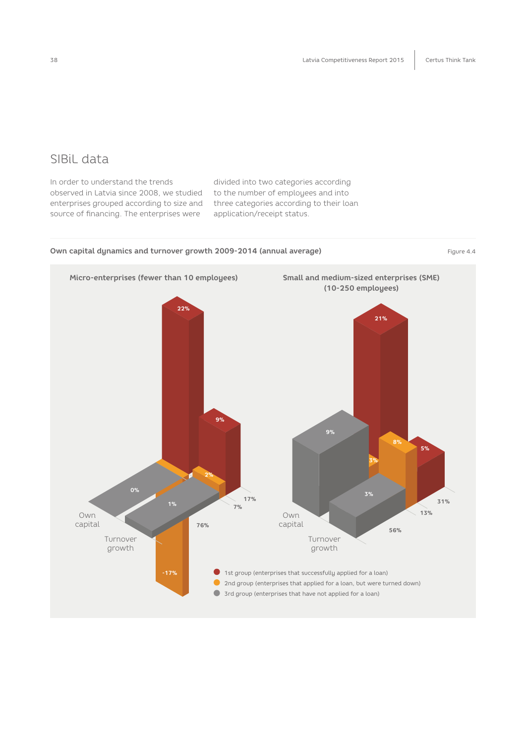## SIBiL data

In order to understand the trends observed in Latvia since 2008, we studied enterprises grouped according to size and source of financing. The enterprises were divided into two categories according to the number of employees and into three categories according to their loan application/receipt status.

**Own capital dynamics and turnover growth 2009-2014 (annual average)**

Figure 4.4

**Micro-enterprises (fewer than 10 employees)**

**Small and medium-sized enterprises (SME) (10-250 employees)**

| | Micro-enterprises: Own capital | Micro-enterprises: Turnover growth | Micro-enterprises: Share | SME: Own capital | SME: Turnover growth | SME: Share |
|---|---|---|---|---|---|---|
| 1st group (enterprises that successfully applied for a loan) | 22% | 9% | 17% | 21% | 5% | 31% |
| 2nd group (enterprises that applied for a loan, but were turned down) | -17% | 2% | 7% | 3% | 8% | 13% |
| 3rd group (enterprises that have not applied for a loan) | 0% | 1% | 76% | 9% | 3% | 56% |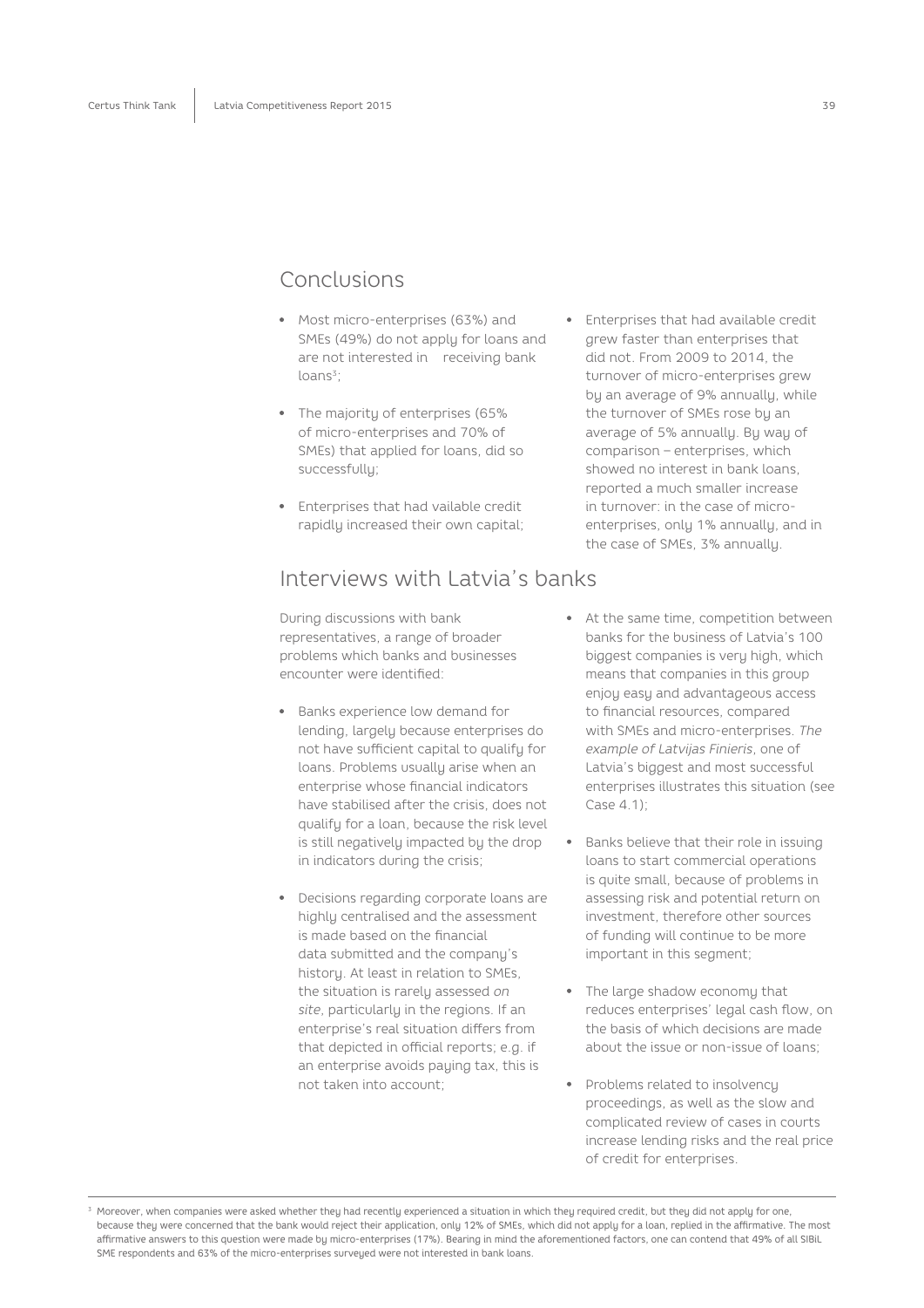## Conclusions

- Most micro-enterprises (63%) and SMEs (49%) do not apply for loans and are not interested in receiving bank loans[3];
- The majority of enterprises (65% of micro-enterprises and 70% of SMEs) that applied for loans, did so successfully;
- Enterprises that had vailable credit rapidly increased their own capital;
- Enterprises that had available credit grew faster than enterprises that did not. From 2009 to 2014, the turnover of micro-enterprises grew by an average of 9% annually, while the turnover of SMEs rose by an average of 5% annually. By way of comparison – enterprises, which showed no interest in bank loans, reported a much smaller increase in turnover: in the case of micro-enterprises, only 1% annually, and in the case of SMEs, 3% annually.

## Interviews with Latvia's banks

During discussions with bank representatives, a range of broader problems which banks and businesses encounter were identified:

- Banks experience low demand for lending, largely because enterprises do not have sufficient capital to qualify for loans. Problems usually arise when an enterprise whose financial indicators have stabilised after the crisis, does not qualify for a loan, because the risk level is still negatively impacted by the drop in indicators during the crisis;
- Decisions regarding corporate loans are highly centralised and the assessment is made based on the financial data submitted and the company's history. At least in relation to SMEs, the situation is rarely assessed *on site*, particularly in the regions. If an enterprise's real situation differs from that depicted in official reports; e.g. if an enterprise avoids paying tax, this is not taken into account;
- At the same time, competition between banks for the business of Latvia's 100 biggest companies is very high, which means that companies in this group enjoy easy and advantageous access to financial resources, compared with SMEs and micro-enterprises. *The example of Latvijas Finieris*, one of Latvia's biggest and most successful enterprises illustrates this situation (see Case 4.1);
- Banks believe that their role in issuing loans to start commercial operations is quite small, because of problems in assessing risk and potential return on investment, therefore other sources of funding will continue to be more important in this segment;
- The large shadow economy that reduces enterprises' legal cash flow, on the basis of which decisions are made about the issue or non-issue of loans;
- Problems related to insolvency proceedings, as well as the slow and complicated review of cases in courts increase lending risks and the real price of credit for enterprises.

---

[3] Moreover, when companies were asked whether they had recently experienced a situation in which they required credit, but they did not apply for one, because they were concerned that the bank would reject their application, only 12% of SMEs, which did not apply for a loan, replied in the affirmative. The most affirmative answers to this question were made by micro-enterprises (17%). Bearing in mind the aforementioned factors, one can contend that 49% of all SIBiL SME respondents and 63% of the micro-enterprises surveyed were not interested in bank loans.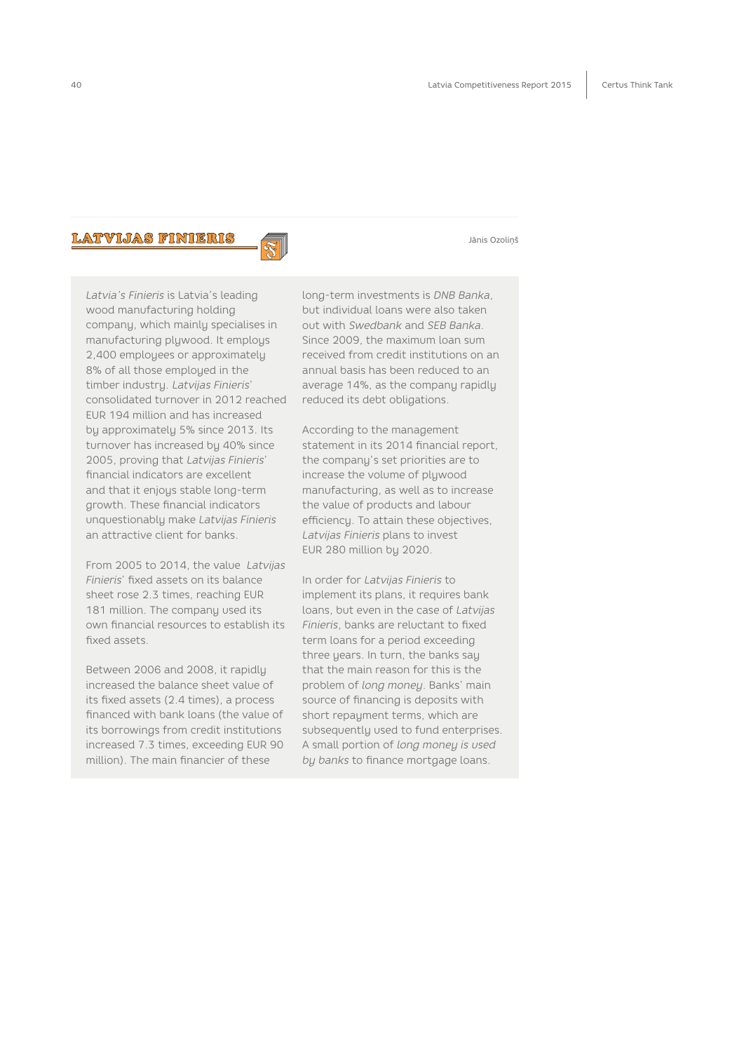## LATVIJAS FINIERIS

Jānis Ozoliņš

*Latvia's Finieris* is Latvia's leading wood manufacturing holding company, which mainly specialises in manufacturing plywood. It employs 2,400 employees or approximately 8% of all those employed in the timber industry. *Latvijas Finieris*' consolidated turnover in 2012 reached EUR 194 million and has increased by approximately 5% since 2013. Its turnover has increased by 40% since 2005, proving that *Latvijas Finieris*' financial indicators are excellent and that it enjoys stable long-term growth. These financial indicators unquestionably make *Latvijas Finieris* an attractive client for banks.

From 2005 to 2014, the value *Latvijas Finieris*' fixed assets on its balance sheet rose 2.3 times, reaching EUR 181 million. The company used its own financial resources to establish its fixed assets.

Between 2006 and 2008, it rapidly increased the balance sheet value of its fixed assets (2.4 times), a process financed with bank loans (the value of its borrowings from credit institutions increased 7.3 times, exceeding EUR 90 million). The main financier of these long-term investments is *DNB Banka*, but individual loans were also taken out with *Swedbank* and *SEB Banka*. Since 2009, the maximum loan sum received from credit institutions on an annual basis has been reduced to an average 14%, as the company rapidly reduced its debt obligations.

According to the management statement in its 2014 financial report, the company's set priorities are to increase the volume of plywood manufacturing, as well as to increase the value of products and labour efficiency. To attain these objectives, *Latvijas Finieris* plans to invest EUR 280 million by 2020.

In order for *Latvijas Finieris* to implement its plans, it requires bank loans, but even in the case of *Latvijas Finieris*, banks are reluctant to fixed term loans for a period exceeding three years. In turn, the banks say that the main reason for this is the problem of *long money*. Banks' main source of financing is deposits with short repayment terms, which are subsequently used to fund enterprises. A small portion of *long money is used by banks* to finance mortgage loans.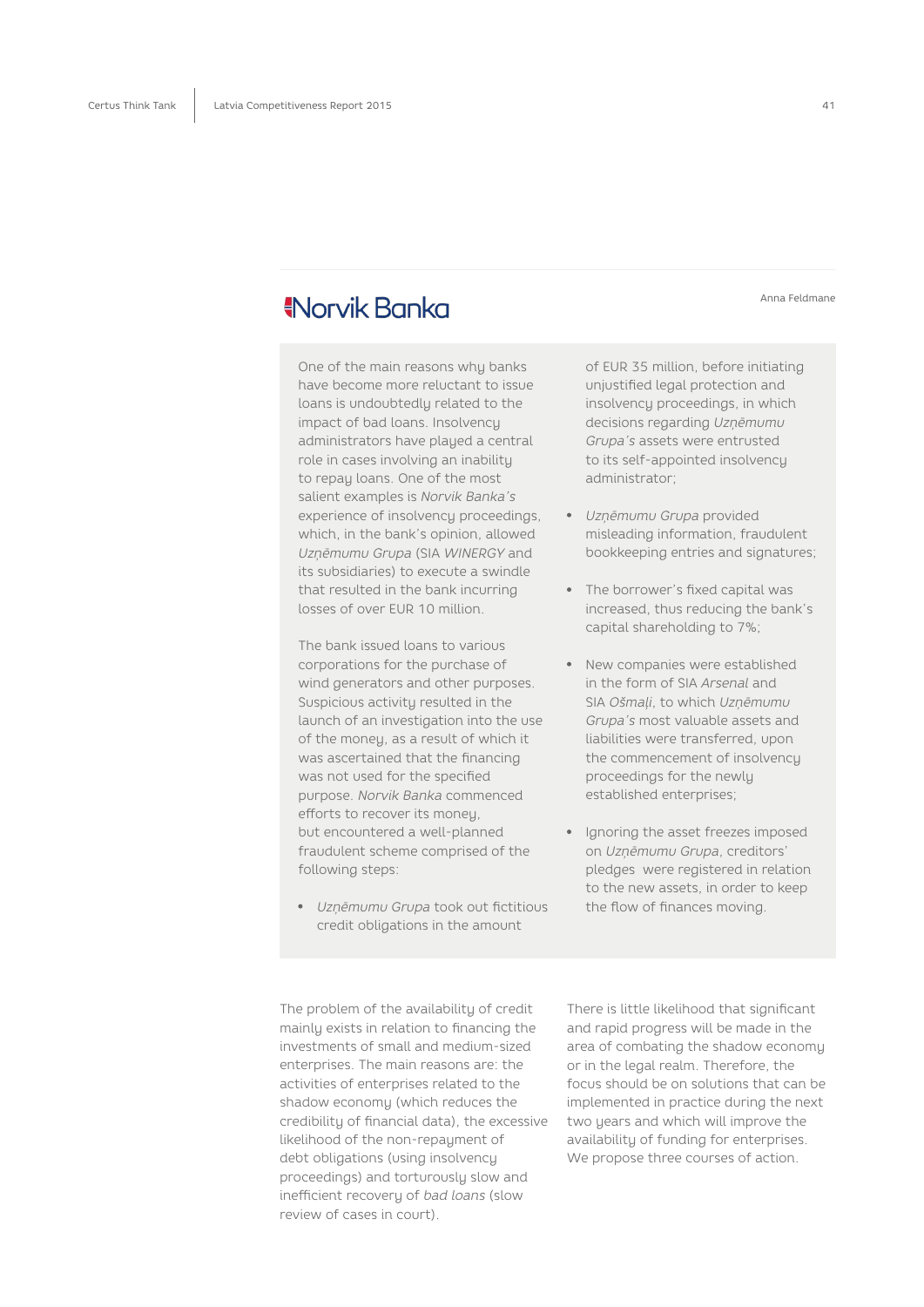## Norvik Banka

Anna Feldmane

One of the main reasons why banks have become more reluctant to issue loans is undoubtedly related to the impact of bad loans. Insolvency administrators have played a central role in cases involving an inability to repay loans. One of the most salient examples is *Norvik Banka's* experience of insolvency proceedings, which, in the bank's opinion, allowed *Uzņēmumu Grupa* (SIA *WINERGY* and its subsidiaries) to execute a swindle that resulted in the bank incurring losses of over EUR 10 million.

The bank issued loans to various corporations for the purchase of wind generators and other purposes. Suspicious activity resulted in the launch of an investigation into the use of the money, as a result of which it was ascertained that the financing was not used for the specified purpose. *Norvik Banka* commenced efforts to recover its money, but encountered a well-planned fraudulent scheme comprised of the following steps:

- *Uzņēmumu Grupa* took out fictitious credit obligations in the amount of EUR 35 million, before initiating unjustified legal protection and insolvency proceedings, in which decisions regarding *Uzņēmumu Grupa's* assets were entrusted to its self-appointed insolvency administrator;
- *Uzņēmumu Grupa* provided misleading information, fraudulent bookkeeping entries and signatures;
- The borrower's fixed capital was increased, thus reducing the bank's capital shareholding to 7%;
- New companies were established in the form of SIA *Arsenal* and SIA *Ošmaļi*, to which *Uzņēmumu Grupa's* most valuable assets and liabilities were transferred, upon the commencement of insolvency proceedings for the newly established enterprises;
- Ignoring the asset freezes imposed on *Uzņēmumu Grupa*, creditors' pledges were registered in relation to the new assets, in order to keep the flow of finances moving.

The problem of the availability of credit mainly exists in relation to financing the investments of small and medium-sized enterprises. The main reasons are: the activities of enterprises related to the shadow economy (which reduces the credibility of financial data), the excessive likelihood of the non-repayment of debt obligations (using insolvency proceedings) and torturously slow and inefficient recovery of *bad loans* (slow review of cases in court).

There is little likelihood that significant and rapid progress will be made in the area of combating the shadow economy or in the legal realm. Therefore, the focus should be on solutions that can be implemented in practice during the next two years and which will improve the availability of funding for enterprises. We propose three courses of action.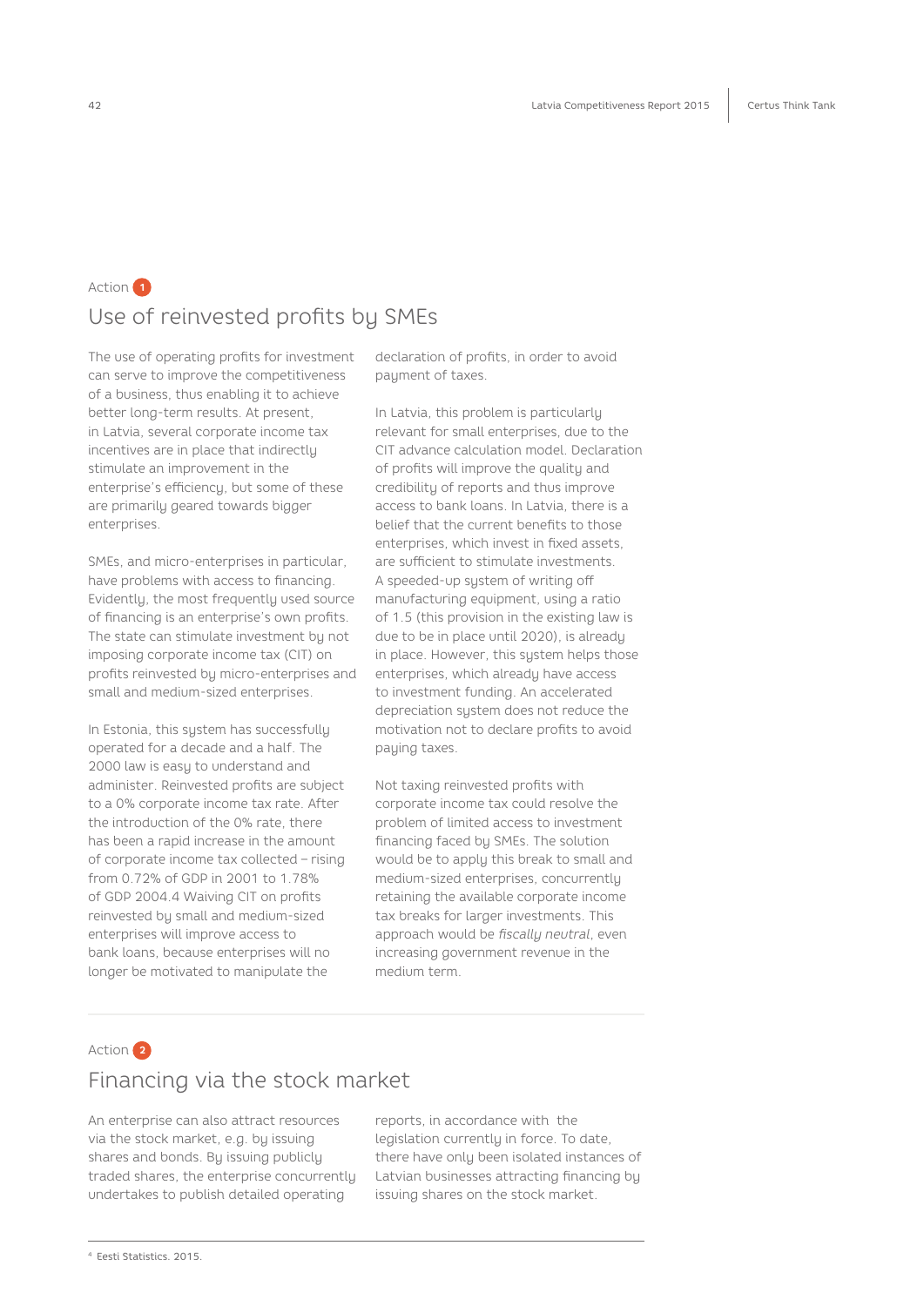Action 1

## Use of reinvested profits by SMEs

The use of operating profits for investment can serve to improve the competitiveness of a business, thus enabling it to achieve better long-term results. At present, in Latvia, several corporate income tax incentives are in place that indirectly stimulate an improvement in the enterprise's efficiency, but some of these are primarily geared towards bigger enterprises.

SMEs, and micro-enterprises in particular, have problems with access to financing. Evidently, the most frequently used source of financing is an enterprise's own profits. The state can stimulate investment by not imposing corporate income tax (CIT) on profits reinvested by micro-enterprises and small and medium-sized enterprises.

In Estonia, this system has successfully operated for a decade and a half. The 2000 law is easy to understand and administer. Reinvested profits are subject to a 0% corporate income tax rate. After the introduction of the 0% rate, there has been a rapid increase in the amount of corporate income tax collected – rising from 0.72% of GDP in 2001 to 1.78% of GDP 2004.[4] Waiving CIT on profits reinvested by small and medium-sized enterprises will improve access to bank loans, because enterprises will no longer be motivated to manipulate the declaration of profits, in order to avoid payment of taxes.

In Latvia, this problem is particularly relevant for small enterprises, due to the CIT advance calculation model. Declaration of profits will improve the quality and credibility of reports and thus improve access to bank loans. In Latvia, there is a belief that the current benefits to those enterprises, which invest in fixed assets, are sufficient to stimulate investments. A speeded-up system of writing off manufacturing equipment, using a ratio of 1.5 (this provision in the existing law is due to be in place until 2020), is already in place. However, this system helps those enterprises, which already have access to investment funding. An accelerated depreciation system does not reduce the motivation not to declare profits to avoid paying taxes.

Not taxing reinvested profits with corporate income tax could resolve the problem of limited access to investment financing faced by SMEs. The solution would be to apply this break to small and medium-sized enterprises, concurrently retaining the available corporate income tax breaks for larger investments. This approach would be *fiscally neutral*, even increasing government revenue in the medium term.

Action 2

## Financing via the stock market

An enterprise can also attract resources via the stock market, e.g. by issuing shares and bonds. By issuing publicly traded shares, the enterprise concurrently undertakes to publish detailed operating reports, in accordance with the legislation currently in force. To date, there have only been isolated instances of Latvian businesses attracting financing by issuing shares on the stock market.

[4] Eesti Statistics. 2015.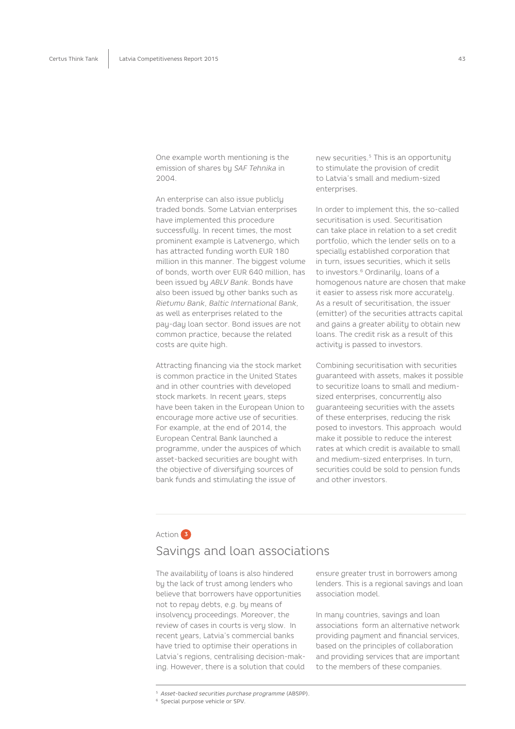One example worth mentioning is the emission of shares by *SAF Tehnika* in 2004.

An enterprise can also issue publicly traded bonds. Some Latvian enterprises have implemented this procedure successfully. In recent times, the most prominent example is Latvenergo, which has attracted funding worth EUR 180 million in this manner. The biggest volume of bonds, worth over EUR 640 million, has been issued by *ABLV Bank*. Bonds have also been issued by other banks such as *Rietumu Bank*, *Baltic International Bank*, as well as enterprises related to the pay-day loan sector. Bond issues are not common practice, because the related costs are quite high.

Attracting financing via the stock market is common practice in the United States and in other countries with developed stock markets. In recent years, steps have been taken in the European Union to encourage more active use of securities. For example, at the end of 2014, the European Central Bank launched a programme, under the auspices of which asset-backed securities are bought with the objective of diversifying sources of bank funds and stimulating the issue of new securities.[5] This is an opportunity to stimulate the provision of credit to Latvia's small and medium-sized enterprises.

In order to implement this, the so-called securitisation is used. Securitisation can take place in relation to a set credit portfolio, which the lender sells on to a specially established corporation that in turn, issues securities, which it sells to investors.[6] Ordinarily, loans of a homogenous nature are chosen that make it easier to assess risk more accurately. As a result of securitisation, the issuer (emitter) of the securities attracts capital and gains a greater ability to obtain new loans. The credit risk as a result of this activity is passed to investors.

Combining securitisation with securities guaranteed with assets, makes it possible to securitize loans to small and medium-sized enterprises, concurrently also guaranteeing securities with the assets of these enterprises, reducing the risk posed to investors. This approach would make it possible to reduce the interest rates at which credit is available to small and medium-sized enterprises. In turn, securities could be sold to pension funds and other investors.

Action 3

## Savings and loan associations

The availability of loans is also hindered by the lack of trust among lenders who believe that borrowers have opportunities not to repay debts, e.g. by means of insolvency proceedings. Moreover, the review of cases in courts is very slow. In recent years, Latvia's commercial banks have tried to optimise their operations in Latvia's regions, centralising decision-making. However, there is a solution that could ensure greater trust in borrowers among lenders. This is a regional savings and loan association model.

In many countries, savings and loan associations form an alternative network providing payment and financial services, based on the principles of collaboration and providing services that are important to the members of these companies.

---

[5] *Asset-backed securities purchase programme* (ABSPP).

[6] Special purpose vehicle or SPV.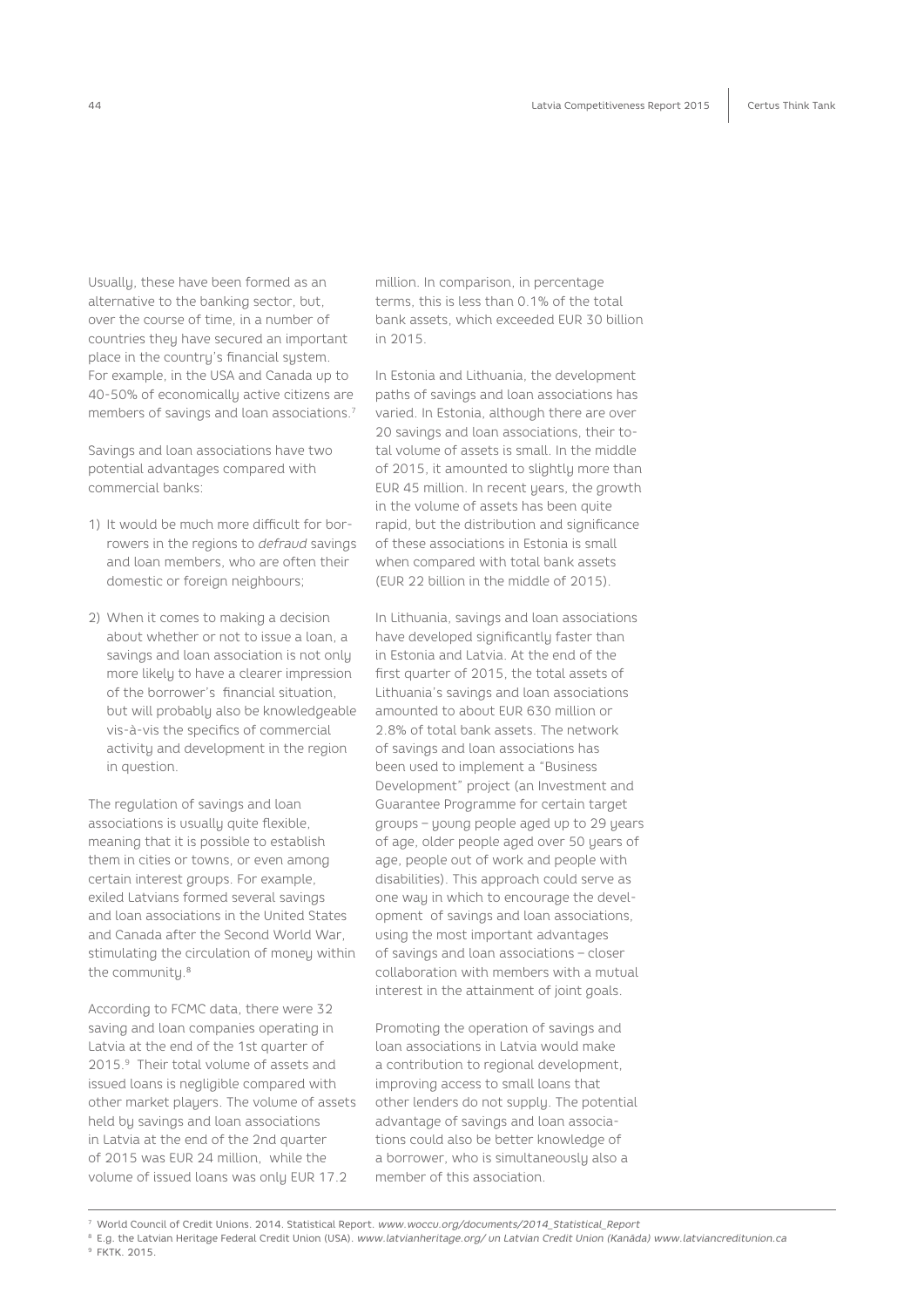Usually, these have been formed as an alternative to the banking sector, but, over the course of time, in a number of countries they have secured an important place in the country's financial system. For example, in the USA and Canada up to 40-50% of economically active citizens are members of savings and loan associations.[7]

Savings and loan associations have two potential advantages compared with commercial banks:

1) It would be much more difficult for borrowers in the regions to *defraud* savings and loan members, who are often their domestic or foreign neighbours;

2) When it comes to making a decision about whether or not to issue a loan, a savings and loan association is not only more likely to have a clearer impression of the borrower's financial situation, but will probably also be knowledgeable vis-à-vis the specifics of commercial activity and development in the region in question.

The regulation of savings and loan associations is usually quite flexible, meaning that it is possible to establish them in cities or towns, or even among certain interest groups. For example, exiled Latvians formed several savings and loan associations in the United States and Canada after the Second World War, stimulating the circulation of money within the community.[8]

According to FCMC data, there were 32 saving and loan companies operating in Latvia at the end of the 1st quarter of 2015.[9] Their total volume of assets and issued loans is negligible compared with other market players. The volume of assets held by savings and loan associations in Latvia at the end of the 2nd quarter of 2015 was EUR 24 million, while the volume of issued loans was only EUR 17.2 million. In comparison, in percentage terms, this is less than 0.1% of the total bank assets, which exceeded EUR 30 billion in 2015.

In Estonia and Lithuania, the development paths of savings and loan associations has varied. In Estonia, although there are over 20 savings and loan associations, their total volume of assets is small. In the middle of 2015, it amounted to slightly more than EUR 45 million. In recent years, the growth in the volume of assets has been quite rapid, but the distribution and significance of these associations in Estonia is small when compared with total bank assets (EUR 22 billion in the middle of 2015).

In Lithuania, savings and loan associations have developed significantly faster than in Estonia and Latvia. At the end of the first quarter of 2015, the total assets of Lithuania's savings and loan associations amounted to about EUR 630 million or 2.8% of total bank assets. The network of savings and loan associations has been used to implement a "Business Development" project (an Investment and Guarantee Programme for certain target groups – young people aged up to 29 years of age, older people aged over 50 years of age, people out of work and people with disabilities). This approach could serve as one way in which to encourage the development of savings and loan associations, using the most important advantages of savings and loan associations – closer collaboration with members with a mutual interest in the attainment of joint goals.

Promoting the operation of savings and loan associations in Latvia would make a contribution to regional development, improving access to small loans that other lenders do not supply. The potential advantage of savings and loan associations could also be better knowledge of a borrower, who is simultaneously also a member of this association.

---

[7] World Council of Credit Unions. 2014. Statistical Report. *www.woccu.org/documents/2014_Statistical_Report*

[8] E.g. the Latvian Heritage Federal Credit Union (USA). *www.latvianheritage.org/ un Latvian Credit Union (Kanāda) www.latviancreditunion.ca*

[9] FKTK. 2015.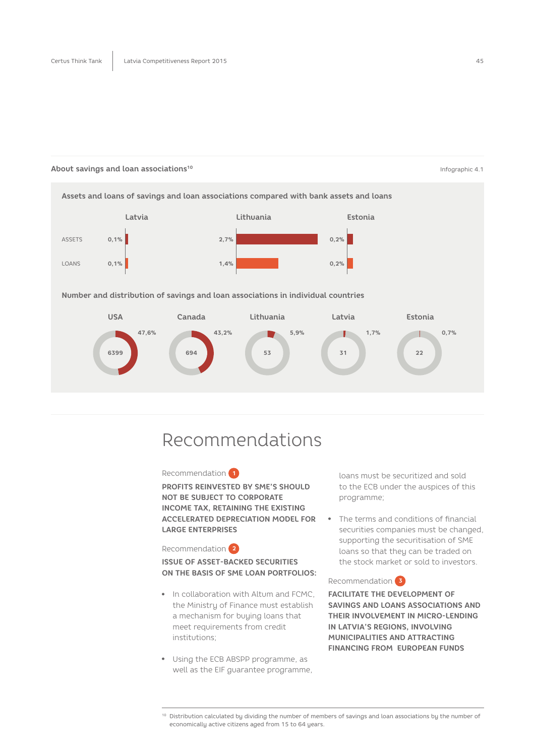About savings and loan associations[10]

Infographic 4.1

Assets and loans of savings and loan associations compared with bank assets and loans

Latvia
ASSETS 0,1%
LOANS 0,1%

Lithuania
2,7%
1,4%

Estonia
0,2%
0,2%

Number and distribution of savings and loan associations in individual countries

USA 6399 47,6%
Canada 694 43,2%
Lithuania 53 5,9%
Latvia 31 1,7%
Estonia 22 0,7%

# Recommendations

Recommendation 1

**PROFITS REINVESTED BY SME'S SHOULD NOT BE SUBJECT TO CORPORATE INCOME TAX, RETAINING THE EXISTING ACCELERATED DEPRECIATION MODEL FOR LARGE ENTERPRISES**

Recommendation 2

**ISSUE OF ASSET-BACKED SECURITIES ON THE BASIS OF SME LOAN PORTFOLIOS:**

- In collaboration with Altum and FCMC, the Ministry of Finance must establish a mechanism for buying loans that meet requirements from credit institutions;
- Using the ECB ABSPP programme, as well as the EIF guarantee programme, loans must be securitized and sold to the ECB under the auspices of this programme;
- The terms and conditions of financial securities companies must be changed, supporting the securitisation of SME loans so that they can be traded on the stock market or sold to investors.

Recommendation 3

**FACILITATE THE DEVELOPMENT OF SAVINGS AND LOANS ASSOCIATIONS AND THEIR INVOLVEMENT IN MICRO-LENDING IN LATVIA'S REGIONS, INVOLVING MUNICIPALITIES AND ATTRACTING FINANCING FROM EUROPEAN FUNDS**

[10] Distribution calculated by dividing the number of members of savings and loan associations by the number of economically active citizens aged from 15 to 64 years.